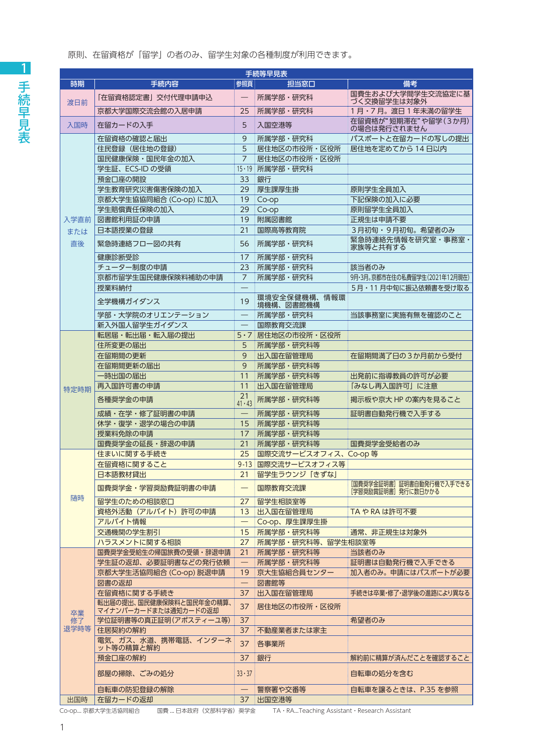原則、在留資格が「留学」の者のみ、留学生対象の各種制度が利用できます。

# 1 手続早見表

**手続等早見表**

| 時期 | 手続内容 | 参照頁 | 担当窓口 | 備考 |
|---|---|---|---|---|
| 渡日前 | 「在留資格認定書」交付代理申請申込 | — | 所属学部・研究科 | 国費生および大学間学生交流協定に基づく交換留学生は対象外 |
| | 京都大学国際交流会館の入居申請 | 25 | 所属学部・研究科 | 1月・7月。渡日1年未満の留学生 |
| 入国時 | 在留カードの入手 | 5 | 入国空港等 | 在留資格が"短期滞在"や留学（3か月）の場合は発行されません |
| 入学直前または直後 | 在留資格の確認と届出 | 9 | 所属学部・研究科 | パスポートと在留カードの写しの提出 |
| | 住民登録（居住地の登録） | 5 | 居住地区の市役所・区役所 | 居住地を定めてから14日以内 |
| | 国民健康保険・国民年金の加入 | 7 | 居住地区の市役所・区役所 | |
| | 学生証、ECS-IDの受領 | 15・19 | 所属学部・研究科 | |
| | 預金口座の開設 | 33 | 銀行 | |
| | 学生教育研究災害傷害保険の加入 | 29 | 厚生課厚生掛 | 原則学生全員加入 |
| | 京都大学生協組合（Co-op）に加入 | 19 | Co-op | 下記保険の加入に必要 |
| | 学生賠償責任保険の加入 | 29 | Co-op | 原則留学生全員加入 |
| | 図書館利用証の申請 | 19 | 附属図書館 | 正規生は申請不要 |
| | 日本語授業の登録 | 21 | 国際高等教育院 | 3月初旬・9月初旬。希望者のみ |
| | 緊急時連絡フロー図の共有 | 56 | 所属学部・研究科 | 緊急時連絡先情報を研究室・事務室・家族等と共有する |
| | 健康診断受診 | 17 | 所属学部・研究科 | |
| | チューター制度の申請 | 23 | 所属学部・研究科 | 該当者のみ |
| | 京都市留学生国民健康保険料補助の申請 | 7 | 所属学部・研究科 | 9月・3月。京都市在住の私費留学生（2021年12月現在） |
| | 授業料納付 | — | | 5月・11月中旬に振込依頼書を受け取る |
| | 全学機構ガイダンス | 19 | 環境安全保健機構、情報環境機構、図書館機構 | |
| | 学部・大学院のオリエンテーション | — | 所属学部・研究科 | 当該事務室に実施有無を確認のこと |
| | 新入外国人留学生ガイダンス | — | 国際教育交流課 | |
| 特定時期 | 転居届・転出届・転入届の提出 | 5・7 | 居住地区の市役所・区役所 | |
| | 住所変更の届出 | 5 | 所属学部・研究科等 | |
| | 在留期間の更新 | 9 | 出入国在留管理局 | 在留期間満了日の3か月前から受付 |
| | 在留期間更新の届出 | 9 | 所属学部・研究科等 | |
| | 一時出国の届出 | 11 | 所属学部・研究科等 | 出発前に指導教員の許可が必要 |
| | 再入国許可書の申請 | 11 | 出入国在留管理局 | 「みなし再入国許可」に注意 |
| | 各種奨学金の申請 | 21 41・43 | 所属学部・研究科等 | 掲示板や京大HPの案内を見ること |
| | 成績・在学・修了証明書の申請 | — | 所属学部・研究科等 | 証明書自動発行機で入手する |
| | 休学・復学・退学の場合の申請 | 15 | 所属学部・研究科等 | |
| | 授業料免除の申請 | 17 | 所属学部・研究科等 | |
| | 国費奨学金の延長・辞退の申請 | 21 | 所属学部・研究科等 | 国費奨学金受給者のみ |
| 随時 | 住まいに関する手続き | 25 | 国際交流サービスオフィス、Co-op等 | |
| | 在留資格に関すること | 9-13 | 国際交流サービスオフィス等 | |
| | 日本語教材貸出 | 21 | 留学生ラウンジ「きずな」 | |
| | 国費奨学金・学習奨励費証明書の申請 | — | 国際教育交流課 | [国費奨学金証明書] 証明書自動発行機で入手できる [学習奨励費証明書] 発行に数日かかる |
| | 留学生のための相談窓口 | 27 | 留学生相談室等 | |
| | 資格外活動（アルバイト）許可の申請 | 13 | 出入国在留管理局 | TAやRAは許可不要 |
| | アルバイト情報 | — | Co-op、厚生課厚生掛 | |
| | 交通機関の学生割引 | 15 | 所属学部・研究科等 | 通常、非正規生は対象外 |
| | ハラスメントに関する相談 | 27 | 所属学部・研究科等、留学生相談室等 | |
| 卒業修了退学時等 | 国費奨学金受給者の帰国旅費の受領・辞退申請 | 21 | 所属学部・研究科等 | 当該者のみ |
| | 学生証の返却、必要証明書などの発行依頼 | — | 所属学部・研究科等 | 証明書は自動発行機で入手できる |
| | 京都大学生活協同組合（Co-op）脱退申請 | 19 | 京大生協組合員センター | 加入者のみ。申請にはパスポートが必要 |
| | 図書の返却 | — | 図書館等 | |
| | 在留資格に関する手続き | 37 | 出入国在留管理局 | 手続きは卒業・修了・退学後の進路により異なる |
| | 転出届の提出、国民健康保険料と国民年金の精算、マイナンバーカードまたは通知カードの返却 | 37 | 居住地区の市役所・区役所 | |
| | 学位証明書等の真正証明（アポスティーユ等） | 37 | | 希望者のみ |
| | 住居契約の解約 | 37 | 不動産業者または家主 | |
| | 電気、ガス、水道、携帯電話、インターネット等の精算と解約 | 37 | 各事業所 | |
| | 預金口座の解約 | 37 | 銀行 | 解約前に精算が済んだことを確認すること |
| | 部屋の掃除、ごみの処分 | 33・37 | | 自転車の処分を含む |
| | 自転車の防犯登録の解除 | — | 警察署や交番等 | 自転車を譲るときは、P.35を参照 |
| 出国時 | 在留カードの返却 | 37 | 出国空港等 | |

Co-op… 京都大学生活協同組合　　国費 … 日本政府（文部科学省）奨学金　　TA・RA…Teaching Assistant・Research Assistant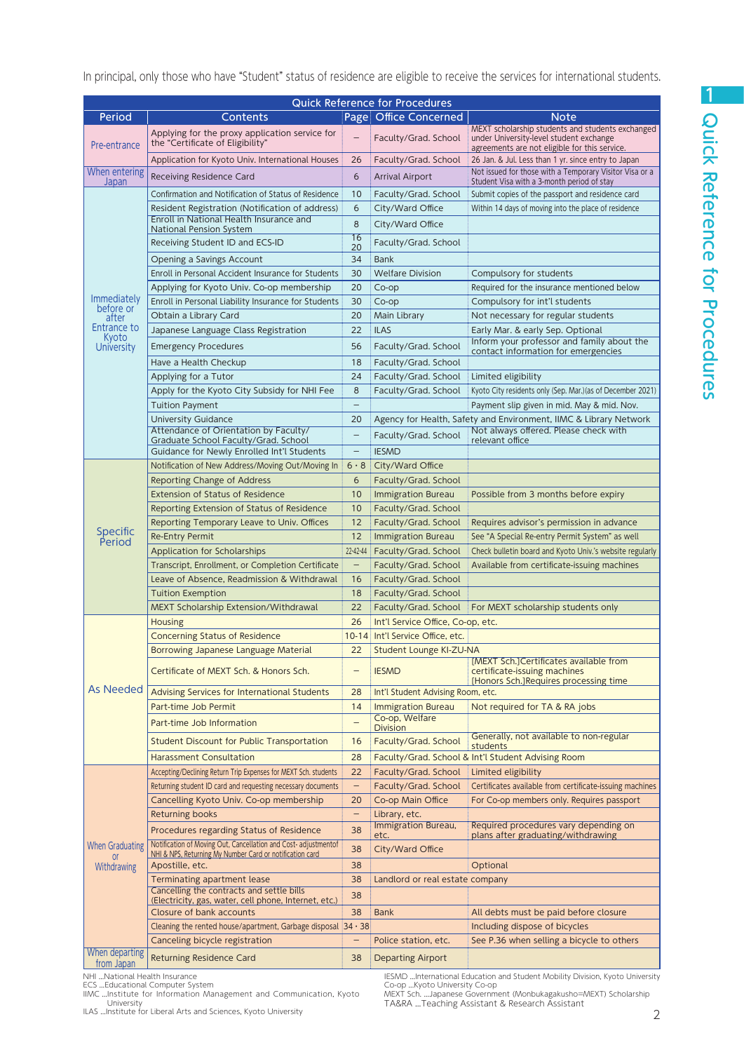In principal, only those who have "Student" status of residence are eligible to receive the services for international students.

# Quick Reference for Procedures

| Period | Contents | Page | Office Concerned | Note |
|---|---|---|---|---|
| Pre-entrance | Applying for the proxy application service for the "Certificate of Eligibility" | – | Faculty/Grad. School | MEXT scholarship students and students exchanged under University-level student exchange agreements are not eligible for this service. |
| | Application for Kyoto Univ. International Houses | 26 | Faculty/Grad. School | 26 Jan. & Jul. Less than 1 yr. since entry to Japan |
| When entering Japan | Receiving Residence Card | 6 | Arrival Airport | Not issued for those with a Temporary Visitor Visa or a Student Visa with a 3-month period of stay |
| Immediately before or after Entrance to Kyoto University | Confirmation and Notification of Status of Residence | 10 | Faculty/Grad. School | Submit copies of the passport and residence card |
| | Resident Registration (Notification of address) | 6 | City/Ward Office | Within 14 days of moving into the place of residence |
| | Enroll in National Health Insurance and National Pension System | 8 | City/Ward Office | |
| | Receiving Student ID and ECS-ID | 16 20 | Faculty/Grad. School | |
| | Opening a Savings Account | 34 | Bank | |
| | Enroll in Personal Accident Insurance for Students | 30 | Welfare Division | Compulsory for students |
| | Applying for Kyoto Univ. Co-op membership | 20 | Co-op | Required for the insurance mentioned below |
| | Enroll in Personal Liability Insurance for Students | 30 | Co-op | Compulsory for int'l students |
| | Obtain a Library Card | 20 | Main Library | Not necessary for regular students |
| | Japanese Language Class Registration | 22 | ILAS | Early Mar. & early Sep. Optional |
| | Emergency Procedures | 56 | Faculty/Grad. School | Inform your professor and family about the contact information for emergencies |
| | Have a Health Checkup | 18 | Faculty/Grad. School | |
| | Applying for a Tutor | 24 | Faculty/Grad. School | Limited eligibility |
| | Apply for the Kyoto City Subsidy for NHI Fee | 8 | Faculty/Grad. School | Kyoto City residents only (Sep. Mar.)(as of December 2021) |
| | Tuition Payment | – | | Payment slip given in mid. May & mid. Nov. |
| | University Guidance | 20 | Agency for Health, Safety and Environment, IIMC & Library Network | |
| | Attendance of Orientation by Faculty/ Graduate School Faculty/Grad. School | – | Faculty/Grad. School | Not always offered. Please check with relevant office |
| | Guidance for Newly Enrolled Int'l Students | – | IESMD | |
| Specific Period | Notification of New Address/Moving Out/Moving In | 6・8 | City/Ward Office | |
| | Reporting Change of Address | 6 | Faculty/Grad. School | |
| | Extension of Status of Residence | 10 | Immigration Bureau | Possible from 3 months before expiry |
| | Reporting Extension of Status of Residence | 10 | Faculty/Grad. School | |
| | Reporting Temporary Leave to Univ. Offices | 12 | Faculty/Grad. School | Requires advisor's permission in advance |
| | Re-Entry Permit | 12 | Immigration Bureau | See "A Special Re-entry Permit System" as well |
| | Application for Scholarships | 22・42・44 | Faculty/Grad. School | Check bulletin board and Kyoto Univ.'s website regularly |
| | Transcript, Enrollment, or Completion Certificate | – | Faculty/Grad. School | Available from certificate-issuing machines |
| | Leave of Absence, Readmission & Withdrawal | 16 | Faculty/Grad. School | |
| | Tuition Exemption | 18 | Faculty/Grad. School | |
| | MEXT Scholarship Extension/Withdrawal | 22 | Faculty/Grad. School | For MEXT scholarship students only |
| As Needed | Housing | 26 | Int'l Service Office, Co-op, etc. | |
| | Concerning Status of Residence | 10-14 | Int'l Service Office, etc. | |
| | Borrowing Japanese Language Material | 22 | Student Lounge KI-ZU-NA | |
| | Certificate of MEXT Sch. & Honors Sch. | – | IESMD | [MEXT Sch.]Certificates available from certificate-issuing machines [Honors Sch.]Requires processing time |
| | Advising Services for International Students | 28 | Int'l Student Advising Room, etc. | |
| | Part-time Job Permit | 14 | Immigration Bureau | Not required for TA & RA jobs |
| | Part-time Job Information | – | Co-op, Welfare Division | |
| | Student Discount for Public Transportation | 16 | Faculty/Grad. School | Generally, not available to non-regular students |
| | Harassment Consultation | 28 | Faculty/Grad. School & Int'l Student Advising Room | |
| When Graduating or Withdrawing | Accepting/Declining Return Trip Expenses for MEXT Sch. students | 22 | Faculty/Grad. School | Limited eligibility |
| | Returning student ID card and requesting necessary documents | – | Faculty/Grad. School | Certificates available from certificate-issuing machines |
| | Cancelling Kyoto Univ. Co-op membership | 20 | Co-op Main Office | For Co-op members only. Requires passport |
| | Returning books | – | Library, etc. | |
| | Procedures regarding Status of Residence | 38 | Immigration Bureau, etc. | Required procedures vary depending on plans after graduating/withdrawing |
| | Notification of Moving Out, Cancellation and Cost- adjustmentof NHI & NPS, Returning My Number Card or notification card | 38 | City/Ward Office | |
| | Apostille, etc. | 38 | | Optional |
| | Terminating apartment lease | 38 | Landlord or real estate company | |
| | Cancelling the contracts and settle bills (Electricity, gas, water, cell phone, Internet, etc.) | 38 | | |
| | Closure of bank accounts | 38 | Bank | All debts must be paid before closure |
| | Cleaning the rented house/apartment, Garbage disposal | 34・38 | | Including dispose of bicycles |
| | Canceling bicycle registration | – | Police station, etc. | See P.36 when selling a bicycle to others |
| When departing from Japan | Returning Residence Card | 38 | Departing Airport | |

NHI …National Health Insurance
ECS …Educational Computer System
IIMC …Institute for Information Management and Communication, Kyoto University
ILAS …Institute for Liberal Arts and Sciences, Kyoto University
IESMD …International Education and Student Mobility Division, Kyoto University
Co-op …Kyoto University Co-op
MEXT Sch. …Japanese Government (Monbukagakusho=MEXT) Scholarship
TA&RA …Teaching Assistant & Research Assistant